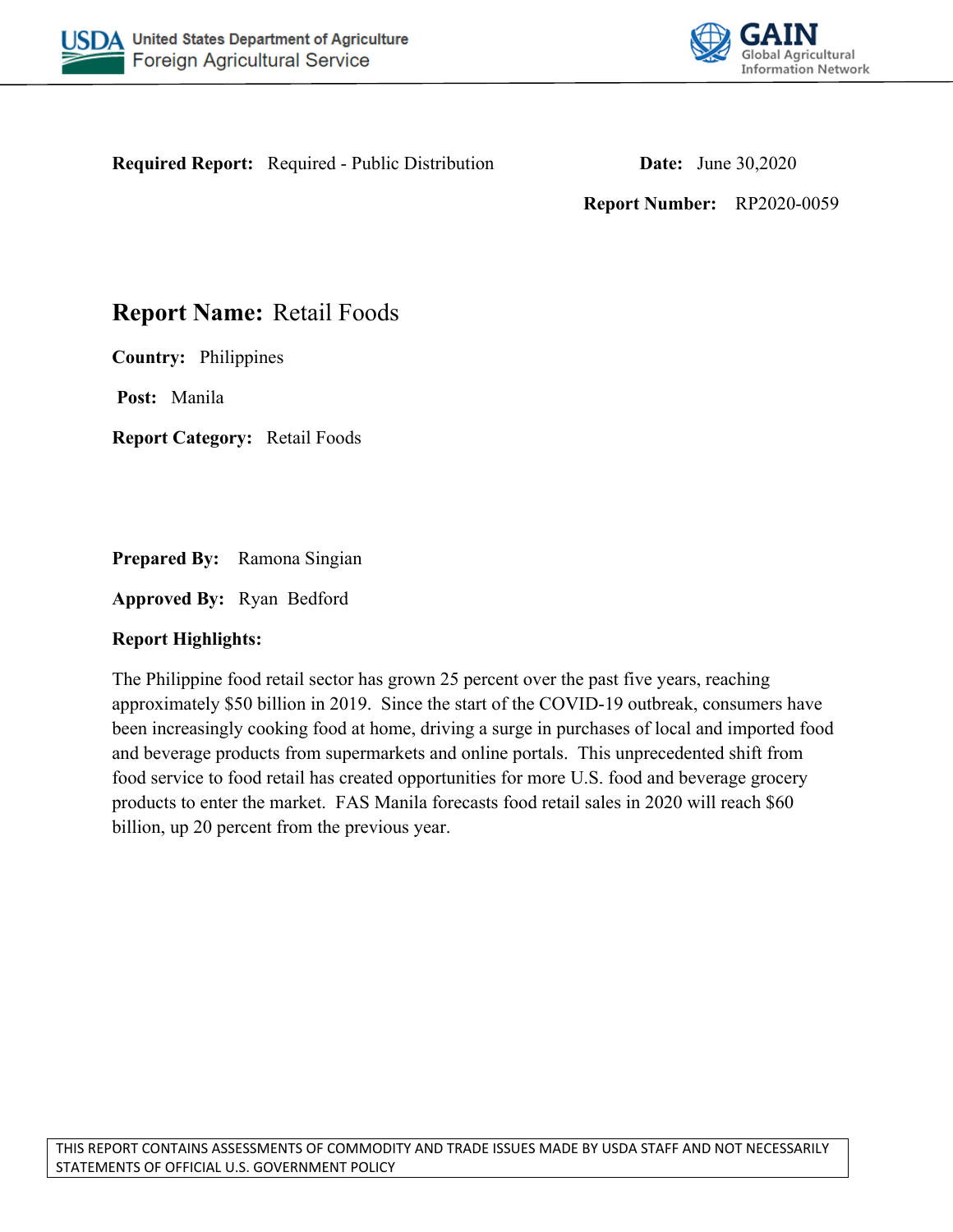**Required Report:** Required - Public Distribution

**Date:** June 30,2020

**Report Number:** RP2020-0059

# Report Name: Retail Foods

**Country:** Philippines

**Post:** Manila

**Report Category:** Retail Foods

**Prepared By:** Ramona Singian

**Approved By:** Ryan Bedford

**Report Highlights:**

The Philippine food retail sector has grown 25 percent over the past five years, reaching approximately $50 billion in 2019. Since the start of the COVID-19 outbreak, consumers have been increasingly cooking food at home, driving a surge in purchases of local and imported food and beverage products from supermarkets and online portals. This unprecedented shift from food service to food retail has created opportunities for more U.S. food and beverage grocery products to enter the market. FAS Manila forecasts food retail sales in 2020 will reach $60 billion, up 20 percent from the previous year.

THIS REPORT CONTAINS ASSESSMENTS OF COMMODITY AND TRADE ISSUES MADE BY USDA STAFF AND NOT NECESSARILY STATEMENTS OF OFFICIAL U.S. GOVERNMENT POLICY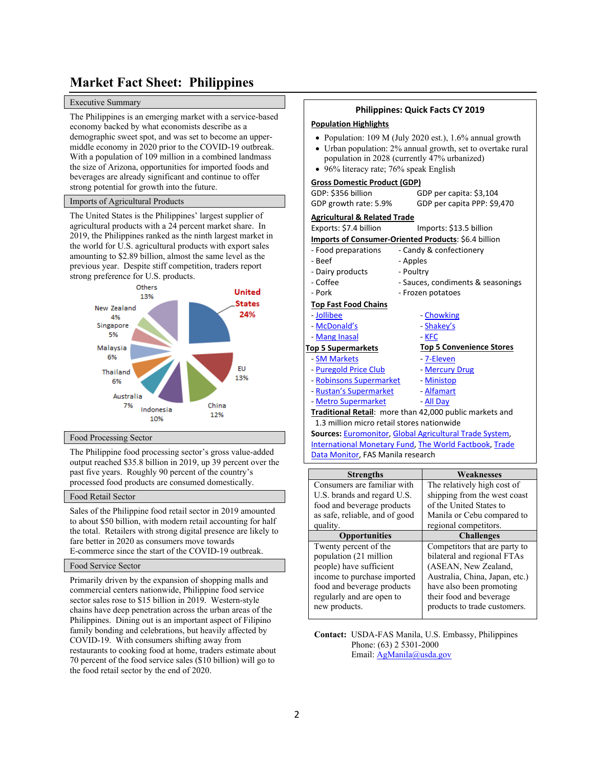# Market Fact Sheet: Philippines

## Executive Summary

The Philippines is an emerging market with a service-based economy backed by what economists describe as a demographic sweet spot, and was set to become an upper-middle economy in 2020 prior to the COVID-19 outbreak. With a population of 109 million in a combined landmass the size of Arizona, opportunities for imported foods and beverages are already significant and continue to offer strong potential for growth into the future.

## Imports of Agricultural Products

The United States is the Philippines' largest supplier of agricultural products with a 24 percent market share. In 2019, the Philippines ranked as the ninth largest market in the world for U.S. agricultural products with export sales amounting to $2.89 billion, almost the same level as the previous year. Despite stiff competition, traders report strong preference for U.S. products.

| Country | Share |
|---|---|
| United States | 24% |
| EU | 13% |
| China | 12% |
| Indonesia | 10% |
| Australia | 7% |
| Thailand | 6% |
| Malaysia | 6% |
| Singapore | 5% |
| New Zealand | 4% |
| Others | 13% |

## Food Processing Sector

The Philippine food processing sector's gross value-added output reached $35.8 billion in 2019, up 39 percent over the past five years. Roughly 90 percent of the country's processed food products are consumed domestically.

## Food Retail Sector

Sales of the Philippine food retail sector in 2019 amounted to about $50 billion, with modern retail accounting for half the total. Retailers with strong digital presence are likely to fare better in 2020 as consumers move towards E-commerce since the start of the COVID-19 outbreak.

## Food Service Sector

Primarily driven by the expansion of shopping malls and commercial centers nationwide, Philippine food service sector sales rose to $15 billion in 2019. Western-style chains have deep penetration across the urban areas of the Philippines. Dining out is an important aspect of Filipino family bonding and celebrations, but heavily affected by COVID-19. With consumers shifting away from restaurants to cooking food at home, traders estimate about 70 percent of the food service sales ($10 billion) will go to the food retail sector by the end of 2020.

## Philippines: Quick Facts CY 2019

**Population Highlights**

- Population: 109 M (July 2020 est.), 1.6% annual growth
- Urban population: 2% annual growth, set to overtake rural population in 2028 (currently 47% urbanized)
- 96% literacy rate; 76% speak English

**Gross Domestic Product (GDP)**

GDP: $356 billion — GDP per capita: $3,104
GDP growth rate: 5.9% — GDP per capita PPP: $9,470

**Agricultural & Related Trade**

Exports: $7.4 billion — Imports: $13.5 billion

**Imports of Consumer-Oriented Products**: $6.4 billion

- Food preparations
- Beef
- Dairy products
- Coffee
- Pork
- Candy & confectionery
- Apples
- Poultry
- Sauces, condiments & seasonings
- Frozen potatoes

**Top Fast Food Chains**

- Jollibee
- McDonald's
- Mang Inasal
- Chowking
- Shakey's
- KFC

**Top 5 Supermarkets**

- SM Markets
- Puregold Price Club
- Robinsons Supermarket
- Rustan's Supermarket
- Metro Supermarket

**Top 5 Convenience Stores**

- 7-Eleven
- Mercury Drug
- Ministop
- Alfamart
- All Day

**Traditional Retail**: more than 42,000 public markets and 1.3 million micro retail stores nationwide

**Sources:** Euromonitor, Global Agricultural Trade System, International Monetary Fund, The World Factbook, Trade Data Monitor, FAS Manila research

| Strengths | Weaknesses |
|---|---|
| Consumers are familiar with U.S. brands and regard U.S. food and beverage products as safe, reliable, and of good quality. | The relatively high cost of shipping from the west coast of the United States to Manila or Cebu compared to regional competitors. |
| **Opportunities** | **Challenges** |
| Twenty percent of the population (21 million people) have sufficient income to purchase imported food and beverage products regularly and are open to new products. | Competitors that are party to bilateral and regional FTAs (ASEAN, New Zealand, Australia, China, Japan, etc.) have also been promoting their food and beverage products to trade customers. |

**Contact:** USDA-FAS Manila, U.S. Embassy, Philippines
Phone: (63) 2 5301-2000
Email: AgManila@usda.gov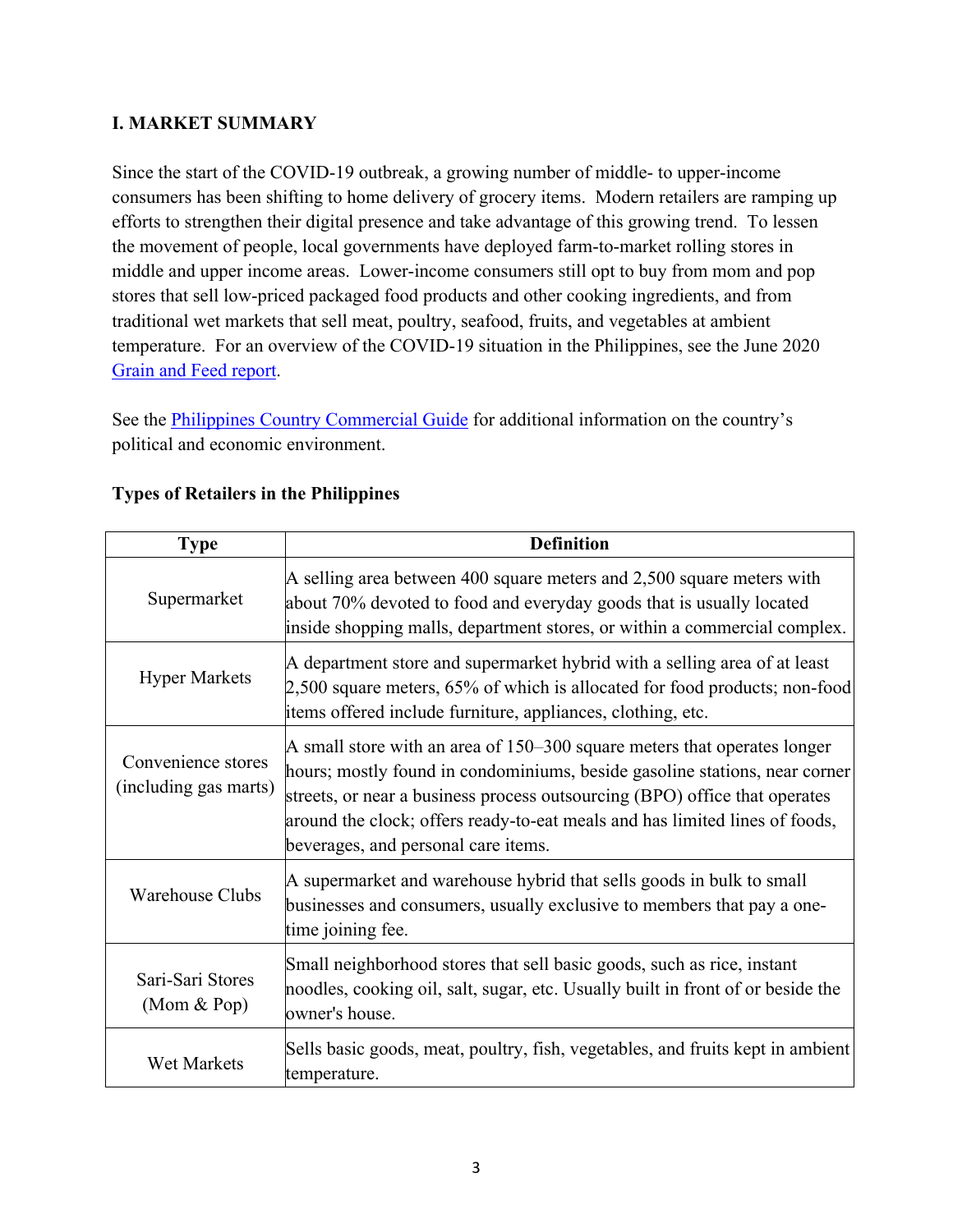## I. MARKET SUMMARY

Since the start of the COVID-19 outbreak, a growing number of middle- to upper-income consumers has been shifting to home delivery of grocery items. Modern retailers are ramping up efforts to strengthen their digital presence and take advantage of this growing trend. To lessen the movement of people, local governments have deployed farm-to-market rolling stores in middle and upper income areas. Lower-income consumers still opt to buy from mom and pop stores that sell low-priced packaged food products and other cooking ingredients, and from traditional wet markets that sell meat, poultry, seafood, fruits, and vegetables at ambient temperature. For an overview of the COVID-19 situation in the Philippines, see the June 2020 Grain and Feed report.

See the Philippines Country Commercial Guide for additional information on the country's political and economic environment.

**Types of Retailers in the Philippines**

| Type | Definition |
|---|---|
| Supermarket | A selling area between 400 square meters and 2,500 square meters with about 70% devoted to food and everyday goods that is usually located inside shopping malls, department stores, or within a commercial complex. |
| Hyper Markets | A department store and supermarket hybrid with a selling area of at least 2,500 square meters, 65% of which is allocated for food products; non-food items offered include furniture, appliances, clothing, etc. |
| Convenience stores (including gas marts) | A small store with an area of 150–300 square meters that operates longer hours; mostly found in condominiums, beside gasoline stations, near corner streets, or near a business process outsourcing (BPO) office that operates around the clock; offers ready-to-eat meals and has limited lines of foods, beverages, and personal care items. |
| Warehouse Clubs | A supermarket and warehouse hybrid that sells goods in bulk to small businesses and consumers, usually exclusive to members that pay a one-time joining fee. |
| Sari-Sari Stores (Mom & Pop) | Small neighborhood stores that sell basic goods, such as rice, instant noodles, cooking oil, salt, sugar, etc. Usually built in front of or beside the owner's house. |
| Wet Markets | Sells basic goods, meat, poultry, fish, vegetables, and fruits kept in ambient temperature. |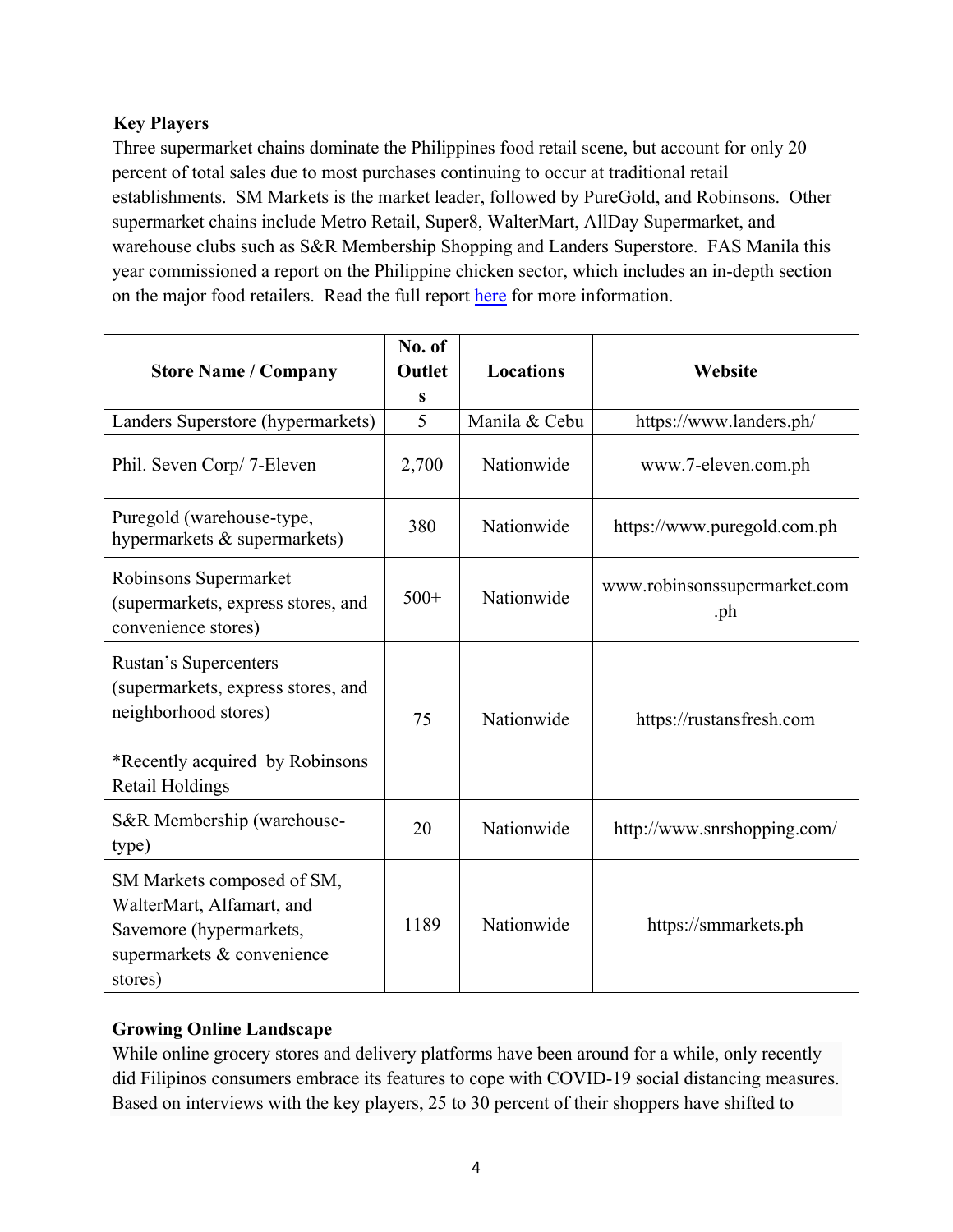**Key Players**

Three supermarket chains dominate the Philippines food retail scene, but account for only 20 percent of total sales due to most purchases continuing to occur at traditional retail establishments. SM Markets is the market leader, followed by PureGold, and Robinsons. Other supermarket chains include Metro Retail, Super8, WalterMart, AllDay Supermarket, and warehouse clubs such as S&R Membership Shopping and Landers Superstore. FAS Manila this year commissioned a report on the Philippine chicken sector, which includes an in-depth section on the major food retailers. Read the full report here for more information.

| Store Name / Company | No. of Outlets | Locations | Website |
|---|---|---|---|
| Landers Superstore (hypermarkets) | 5 | Manila & Cebu | https://www.landers.ph/ |
| Phil. Seven Corp/ 7-Eleven | 2,700 | Nationwide | www.7-eleven.com.ph |
| Puregold (warehouse-type, hypermarkets & supermarkets) | 380 | Nationwide | https://www.puregold.com.ph |
| Robinsons Supermarket (supermarkets, express stores, and convenience stores) | 500+ | Nationwide | www.robinsonssupermarket.com.ph |
| Rustan's Supercenters (supermarkets, express stores, and neighborhood stores)<br><br>*Recently acquired by Robinsons Retail Holdings | 75 | Nationwide | https://rustansfresh.com |
| S&R Membership (warehouse-type) | 20 | Nationwide | http://www.snrshopping.com/ |
| SM Markets composed of SM, WalterMart, Alfamart, and Savemore (hypermarkets, supermarkets & convenience stores) | 1189 | Nationwide | https://smmarkets.ph |

**Growing Online Landscape**

While online grocery stores and delivery platforms have been around for a while, only recently did Filipinos consumers embrace its features to cope with COVID-19 social distancing measures. Based on interviews with the key players, 25 to 30 percent of their shoppers have shifted to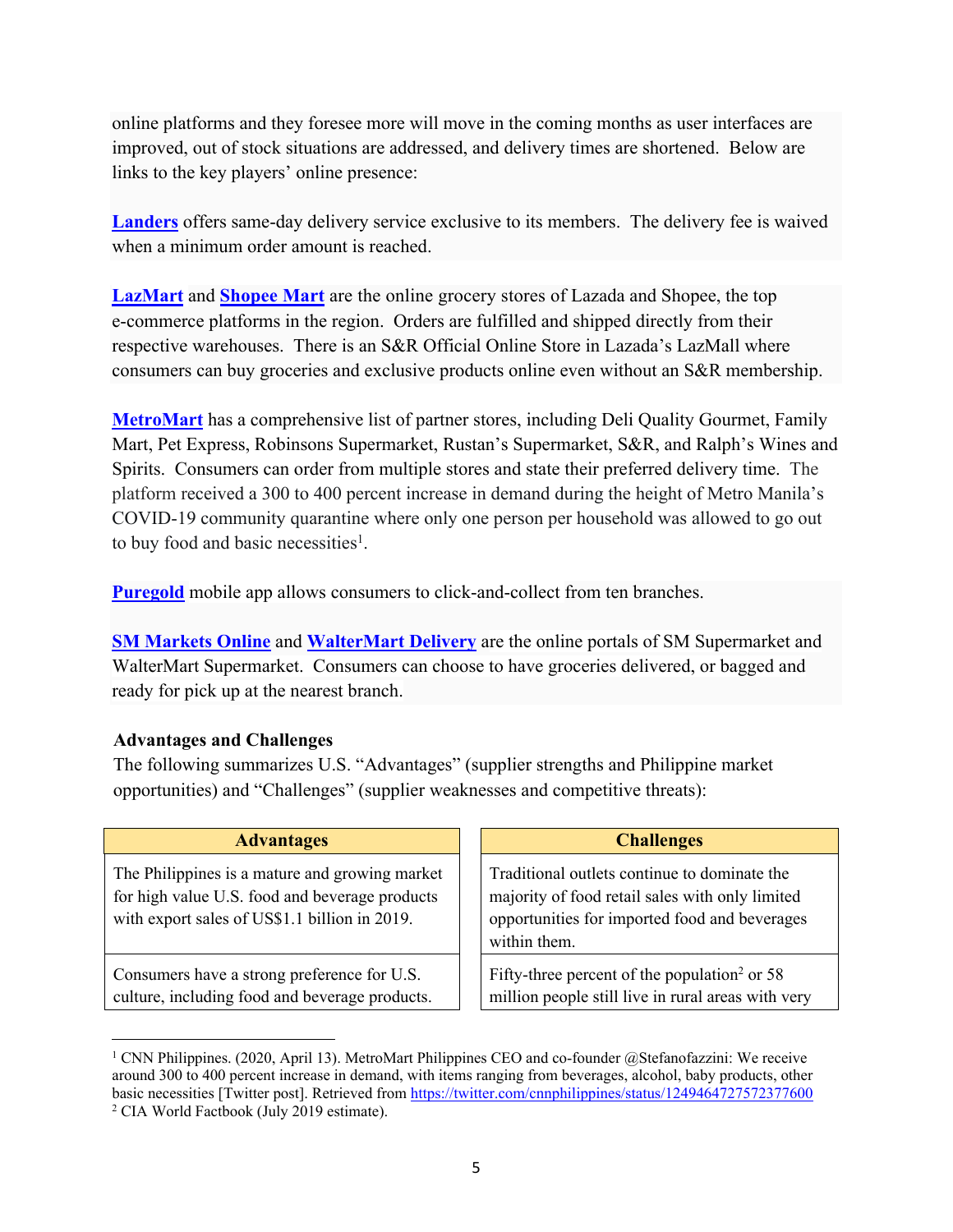online platforms and they foresee more will move in the coming months as user interfaces are improved, out of stock situations are addressed, and delivery times are shortened. Below are links to the key players' online presence:

**Landers** offers same-day delivery service exclusive to its members. The delivery fee is waived when a minimum order amount is reached.

**LazMart** and **Shopee Mart** are the online grocery stores of Lazada and Shopee, the top e-commerce platforms in the region. Orders are fulfilled and shipped directly from their respective warehouses. There is an S&R Official Online Store in Lazada's LazMall where consumers can buy groceries and exclusive products online even without an S&R membership.

**MetroMart** has a comprehensive list of partner stores, including Deli Quality Gourmet, Family Mart, Pet Express, Robinsons Supermarket, Rustan's Supermarket, S&R, and Ralph's Wines and Spirits. Consumers can order from multiple stores and state their preferred delivery time. The platform received a 300 to 400 percent increase in demand during the height of Metro Manila's COVID-19 community quarantine where only one person per household was allowed to go out to buy food and basic necessities[1].

**Puregold** mobile app allows consumers to click-and-collect from ten branches.

**SM Markets Online** and **WalterMart Delivery** are the online portals of SM Supermarket and WalterMart Supermarket. Consumers can choose to have groceries delivered, or bagged and ready for pick up at the nearest branch.

**Advantages and Challenges**

The following summarizes U.S. "Advantages" (supplier strengths and Philippine market opportunities) and "Challenges" (supplier weaknesses and competitive threats):

| Advantages | Challenges |
|---|---|
| The Philippines is a mature and growing market for high value U.S. food and beverage products with export sales of US$1.1 billion in 2019. | Traditional outlets continue to dominate the majority of food retail sales with only limited opportunities for imported food and beverages within them. |
| Consumers have a strong preference for U.S. culture, including food and beverage products. | Fifty-three percent of the population[2] or 58 million people still live in rural areas with very |

[1] CNN Philippines. (2020, April 13). MetroMart Philippines CEO and co-founder @Stefanofazzini: We receive around 300 to 400 percent increase in demand, with items ranging from beverages, alcohol, baby products, other basic necessities [Twitter post]. Retrieved from https://twitter.com/cnnphilippines/status/1249464727572377600

[2] CIA World Factbook (July 2019 estimate).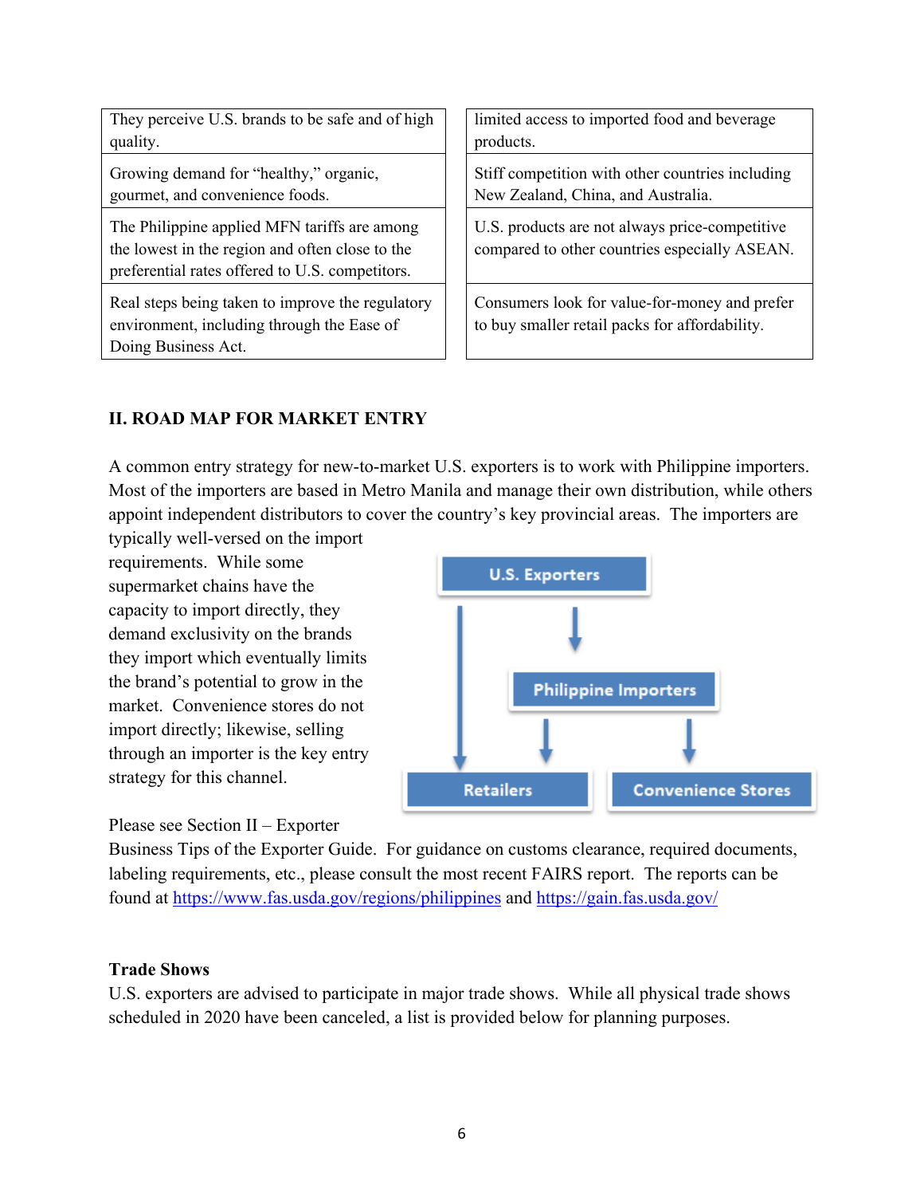| They perceive U.S. brands to be safe and of high quality. | limited access to imported food and beverage products. |
|---|---|
| Growing demand for "healthy," organic, gourmet, and convenience foods. | Stiff competition with other countries including New Zealand, China, and Australia. |
| The Philippine applied MFN tariffs are among the lowest in the region and often close to the preferential rates offered to U.S. competitors. | U.S. products are not always price-competitive compared to other countries especially ASEAN. |
| Real steps being taken to improve the regulatory environment, including through the Ease of Doing Business Act. | Consumers look for value-for-money and prefer to buy smaller retail packs for affordability. |

## II. ROAD MAP FOR MARKET ENTRY

A common entry strategy for new-to-market U.S. exporters is to work with Philippine importers. Most of the importers are based in Metro Manila and manage their own distribution, while others appoint independent distributors to cover the country's key provincial areas. The importers are typically well-versed on the import requirements. While some supermarket chains have the capacity to import directly, they demand exclusivity on the brands they import which eventually limits the brand's potential to grow in the market. Convenience stores do not import directly; likewise, selling through an importer is the key entry strategy for this channel.

U.S. Exporters → Philippine Importers → Retailers, Convenience Stores; U.S. Exporters → Retailers

Please see Section II – Exporter Business Tips of the Exporter Guide. For guidance on customs clearance, required documents, labeling requirements, etc., please consult the most recent FAIRS report. The reports can be found at https://www.fas.usda.gov/regions/philippines and https://gain.fas.usda.gov/

### Trade Shows

U.S. exporters are advised to participate in major trade shows. While all physical trade shows scheduled in 2020 have been canceled, a list is provided below for planning purposes.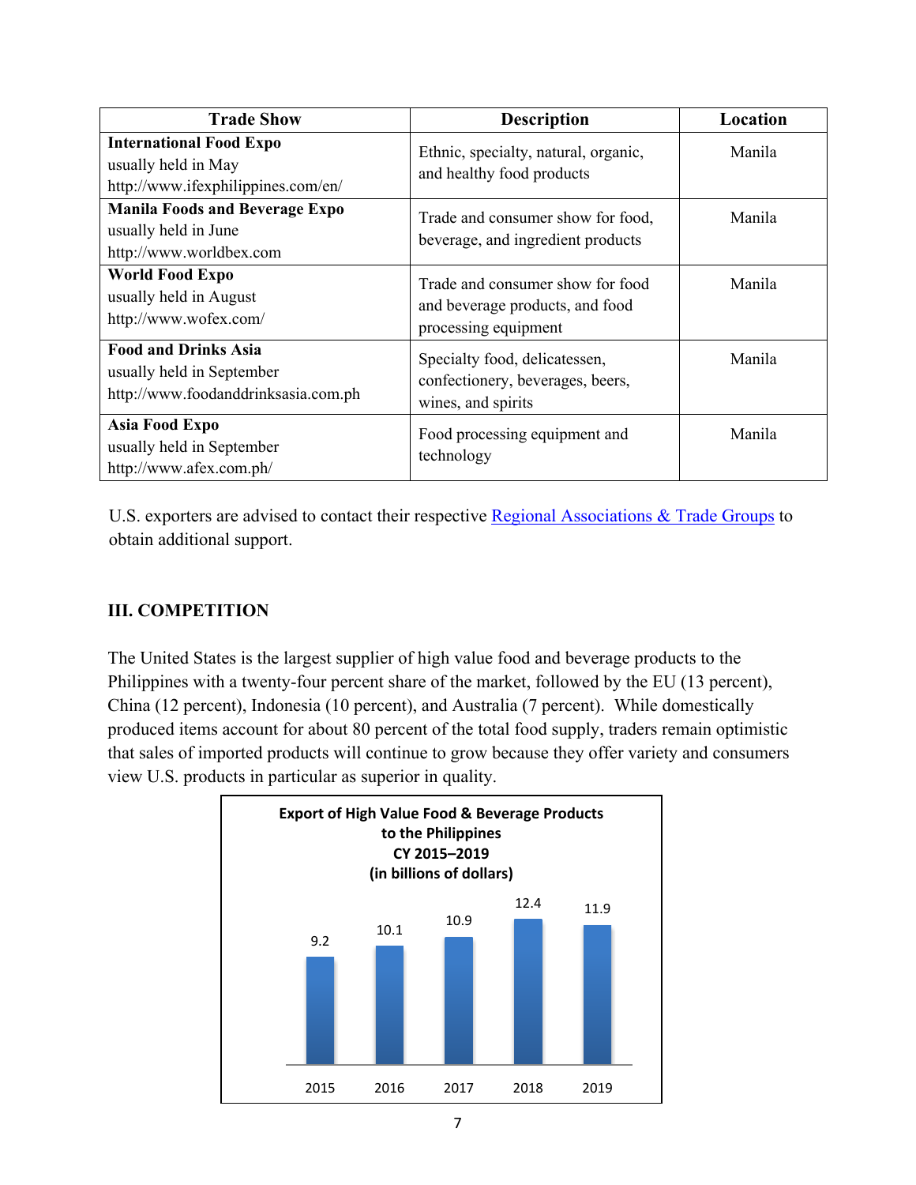| Trade Show | Description | Location |
|---|---|---|
| **International Food Expo** usually held in May http://www.ifexphilippines.com/en/ | Ethnic, specialty, natural, organic, and healthy food products | Manila |
| **Manila Foods and Beverage Expo** usually held in June http://www.worldbex.com | Trade and consumer show for food, beverage, and ingredient products | Manila |
| **World Food Expo** usually held in August http://www.wofex.com/ | Trade and consumer show for food and beverage products, and food processing equipment | Manila |
| **Food and Drinks Asia** usually held in September http://www.foodanddrinksasia.com.ph | Specialty food, delicatessen, confectionery, beverages, beers, wines, and spirits | Manila |
| **Asia Food Expo** usually held in September http://www.afex.com.ph/ | Food processing equipment and technology | Manila |

U.S. exporters are advised to contact their respective [Regional Associations & Trade Groups] to obtain additional support.

## III. COMPETITION

The United States is the largest supplier of high value food and beverage products to the Philippines with a twenty-four percent share of the market, followed by the EU (13 percent), China (12 percent), Indonesia (10 percent), and Australia (7 percent). While domestically produced items account for about 80 percent of the total food supply, traders remain optimistic that sales of imported products will continue to grow because they offer variety and consumers view U.S. products in particular as superior in quality.

**Export of High Value Food & Beverage Products to the Philippines CY 2015–2019 (in billions of dollars)**

| Year | Value |
|---|---|
| 2015 | 9.2 |
| 2016 | 10.1 |
| 2017 | 10.9 |
| 2018 | 12.4 |
| 2019 | 11.9 |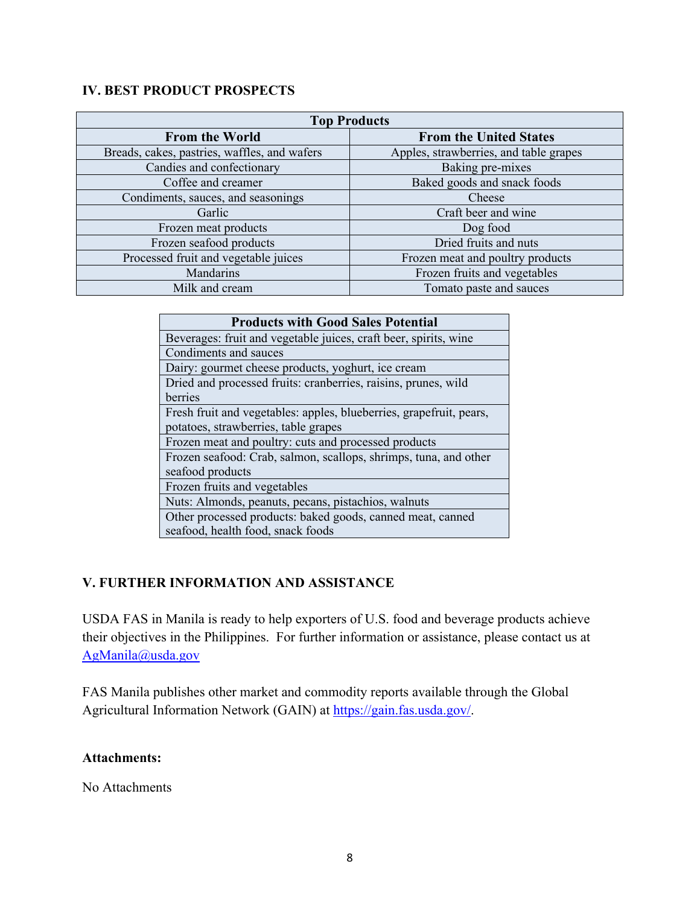## IV. BEST PRODUCT PROSPECTS

| Top Products | |
|---|---|
| **From the World** | **From the United States** |
| Breads, cakes, pastries, waffles, and wafers | Apples, strawberries, and table grapes |
| Candies and confectionary | Baking pre-mixes |
| Coffee and creamer | Baked goods and snack foods |
| Condiments, sauces, and seasonings | Cheese |
| Garlic | Craft beer and wine |
| Frozen meat products | Dog food |
| Frozen seafood products | Dried fruits and nuts |
| Processed fruit and vegetable juices | Frozen meat and poultry products |
| Mandarins | Frozen fruits and vegetables |
| Milk and cream | Tomato paste and sauces |

| Products with Good Sales Potential |
|---|
| Beverages: fruit and vegetable juices, craft beer, spirits, wine |
| Condiments and sauces |
| Dairy: gourmet cheese products, yoghurt, ice cream |
| Dried and processed fruits: cranberries, raisins, prunes, wild berries |
| Fresh fruit and vegetables: apples, blueberries, grapefruit, pears, potatoes, strawberries, table grapes |
| Frozen meat and poultry: cuts and processed products |
| Frozen seafood: Crab, salmon, scallops, shrimps, tuna, and other seafood products |
| Frozen fruits and vegetables |
| Nuts: Almonds, peanuts, pecans, pistachios, walnuts |
| Other processed products: baked goods, canned meat, canned seafood, health food, snack foods |

## V. FURTHER INFORMATION AND ASSISTANCE

USDA FAS in Manila is ready to help exporters of U.S. food and beverage products achieve their objectives in the Philippines. For further information or assistance, please contact us at AgManila@usda.gov

FAS Manila publishes other market and commodity reports available through the Global Agricultural Information Network (GAIN) at https://gain.fas.usda.gov/.

**Attachments:**

No Attachments